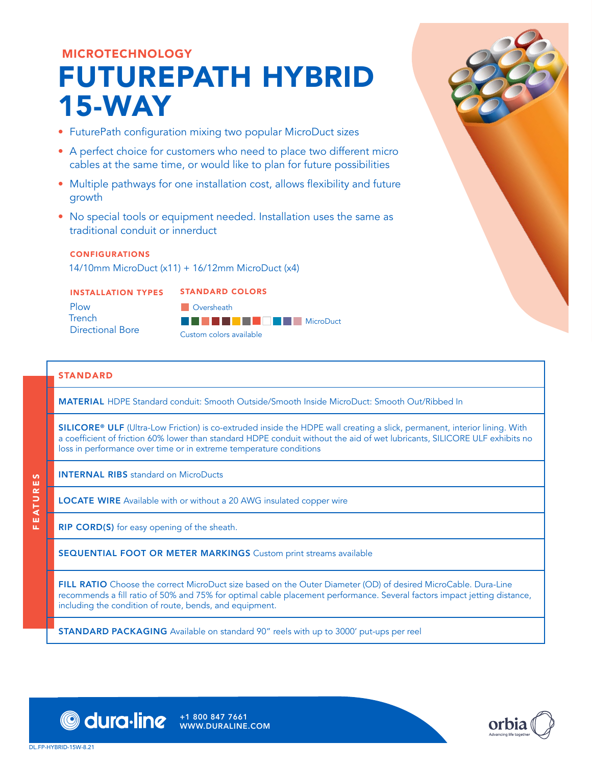MICROTECHNOLOGY

# FUTUREPATH HYBRID 15-WAY

- FuturePath configuration mixing two popular MicroDuct sizes
- A perfect choice for customers who need to place two different micro cables at the same time, or would like to plan for future possibilities
- Multiple pathways for one installation cost, allows flexibility and future growth
- No special tools or equipment needed. Installation uses the same as traditional conduit or innerduct

### CONFIGURATIONS

14/10mm MicroDuct (x11) + 16/12mm MicroDuct (x4)

### INSTALLATION TYPES

Plow
Trench
Directional Bore

### STANDARD COLORS

Oversheath

MicroDuct

Custom colors available

## FEATURES

### STANDARD

**MATERIAL** HDPE Standard conduit: Smooth Outside/Smooth Inside MicroDuct: Smooth Out/Ribbed In

**SILICORE® ULF** (Ultra-Low Friction) is co-extruded inside the HDPE wall creating a slick, permanent, interior lining. With a coefficient of friction 60% lower than standard HDPE conduit without the aid of wet lubricants, SILICORE ULF exhibits no loss in performance over time or in extreme temperature conditions

**INTERNAL RIBS** standard on MicroDucts

**LOCATE WIRE** Available with or without a 20 AWG insulated copper wire

**RIP CORD(S)** for easy opening of the sheath.

**SEQUENTIAL FOOT OR METER MARKINGS** Custom print streams available

**FILL RATIO** Choose the correct MicroDuct size based on the Outer Diameter (OD) of desired MicroCable. Dura-Line recommends a fill ratio of 50% and 75% for optimal cable placement performance. Several factors impact jetting distance, including the condition of route, bends, and equipment.

**STANDARD PACKAGING** Available on standard 90" reels with up to 3000' put-ups per reel

dura·line +1 800 847 7661 WWW.DURALINE.COM

orbia Advancing life together

DL.FP-HYBRID-15W-8.21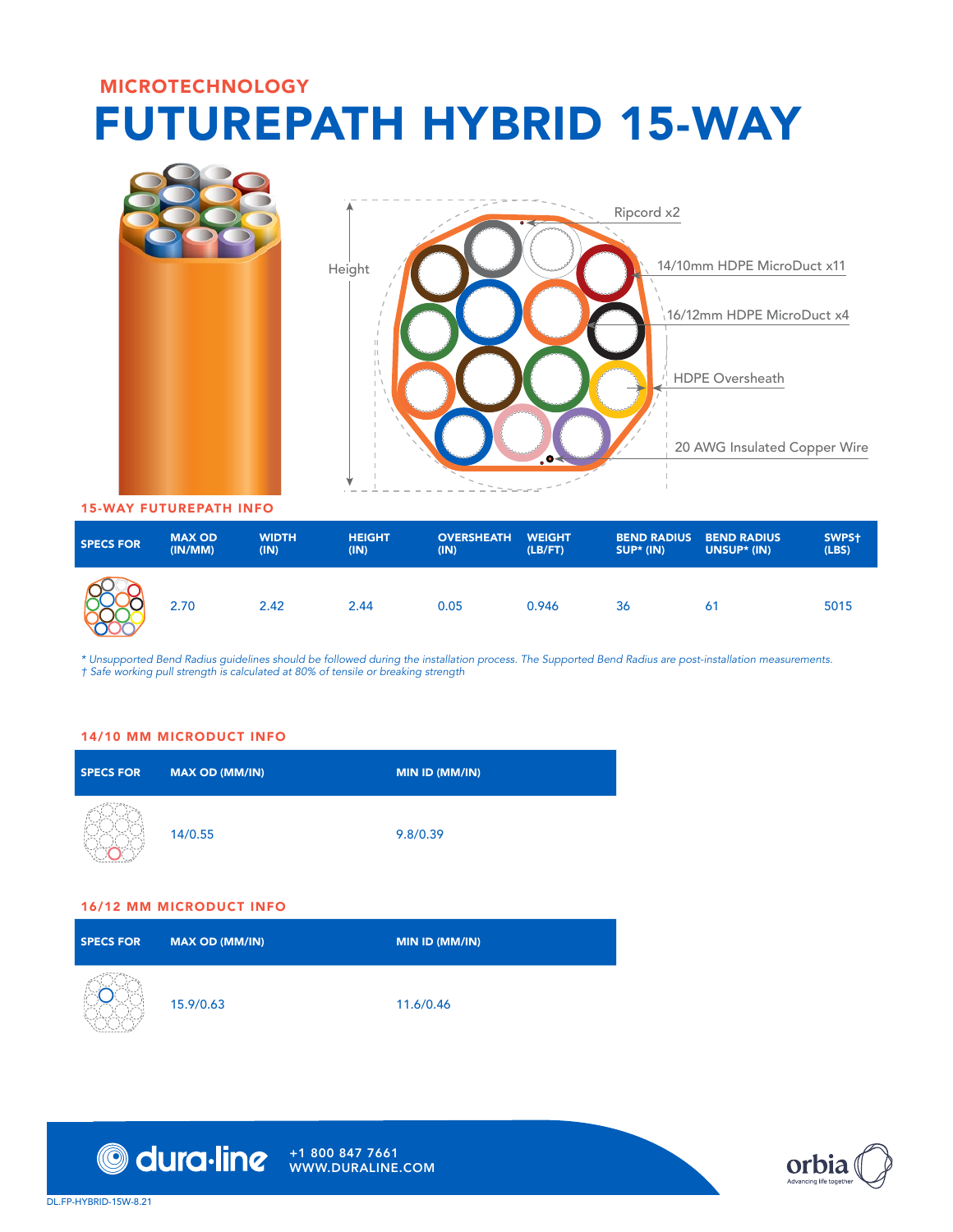MICROTECHNOLOGY

# FUTUREPATH HYBRID 15-WAY

Height

Ripcord x2

14/10mm HDPE MicroDuct x11

16/12mm HDPE MicroDuct x4

HDPE Oversheath

20 AWG Insulated Copper Wire

## 15-WAY FUTUREPATH INFO

| SPECS FOR | MAX OD (IN/MM) | WIDTH (IN) | HEIGHT (IN) | OVERSHEATH (IN) | WEIGHT (LB/FT) | BEND RADIUS SUP* (IN) | BEND RADIUS UNSUP* (IN) | SWPS† (LBS) |
|---|---|---|---|---|---|---|---|---|
| | 2.70 | 2.42 | 2.44 | 0.05 | 0.946 | 36 | 61 | 5015 |

*\* Unsupported Bend Radius guidelines should be followed during the installation process. The Supported Bend Radius are post-installation measurements.*
*† Safe working pull strength is calculated at 80% of tensile or breaking strength*

## 14/10 MM MICRODUCT INFO

| SPECS FOR | MAX OD (MM/IN) | MIN ID (MM/IN) |
|---|---|---|
| | 14/0.55 | 9.8/0.39 |

## 16/12 MM MICRODUCT INFO

| SPECS FOR | MAX OD (MM/IN) | MIN ID (MM/IN) |
|---|---|---|
| | 15.9/0.63 | 11.6/0.46 |

dura·line +1 800 847 7661 WWW.DURALINE.COM

orbia Advancing life together

DL.FP-HYBRID-15W-8.21